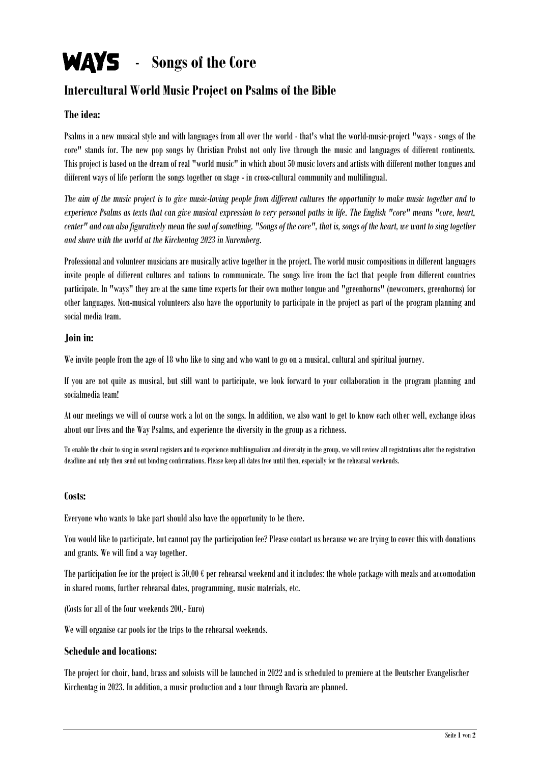# WAYS - Songs of the Core

## Intercultural World Music Project on Psalms of the Bible

### The idea:

Psalms in a new musical style and with languages from all over the world - that's what the world-music-project "ways - songs of the core" stands for. The new pop songs by Christian Probst not only live through the music and languages of different continents. This project is based on the dream of real "world music" in which about 50 music lovers and artists with different mother tongues and different ways of life perform the songs together on stage - in cross-cultural community and multilingual.

*The aim of the music project is to give music-loving people from different cultures the opportunity to make music together and to experience Psalms as texts that can give musical expression to very personal paths in life. The English "core" means "core, heart, center" and can also figuratively mean the soul of something. "Songs of the core", that is, songs of the heart, we want to sing together and share with the world at the Kirchentag 2023 in Nuremberg.*

Professional and volunteer musicians are musically active together in the project. The world music compositions in different languages invite people of different cultures and nations to communicate. The songs live from the fact that people from different countries participate. In "ways" they are at the same time experts for their own mother tongue and "greenhorns" (newcomers, greenhorns) for other languages. Non-musical volunteers also have the opportunity to participate in the project as part of the program planning and social media team.

### Join in:

We invite people from the age of 18 who like to sing and who want to go on a musical, cultural and spiritual journey.

If you are not quite as musical, but still want to participate, we look forward to your collaboration in the program planning and socialmedia team!

At our meetings we will of course work a lot on the songs. In addition, we also want to get to know each other well, exchange ideas about our lives and the Way Psalms, and experience the diversity in the group as a richness.

To enable the choir to sing in several registers and to experience multilingualism and diversity in the group, we will review all registrations after the registration deadline and only then send out binding confirmations. Please keep all dates free until then, especially for the rehearsal weekends.

### Costs:

Everyone who wants to take part should also have the opportunity to be there.

You would like to participate, but cannot pay the participation fee? Please contact us because we are trying to cover this with donations and grants. We will find a way together.

The participation fee for the project is 50,00 € per rehearsal weekend and it includes: the whole package with meals and accomodation in shared rooms, further rehearsal dates, programming, music materials, etc.

(Costs for all of the four weekends 200,- Euro)

We will organise car pools for the trips to the rehearsal weekends.

### Schedule and locations:

The project for choir, band, brass and soloists will be launched in 2022 and is scheduled to premiere at the Deutscher Evangelischer Kirchentag in 2023. In addition, a music production and a tour through Bavaria are planned.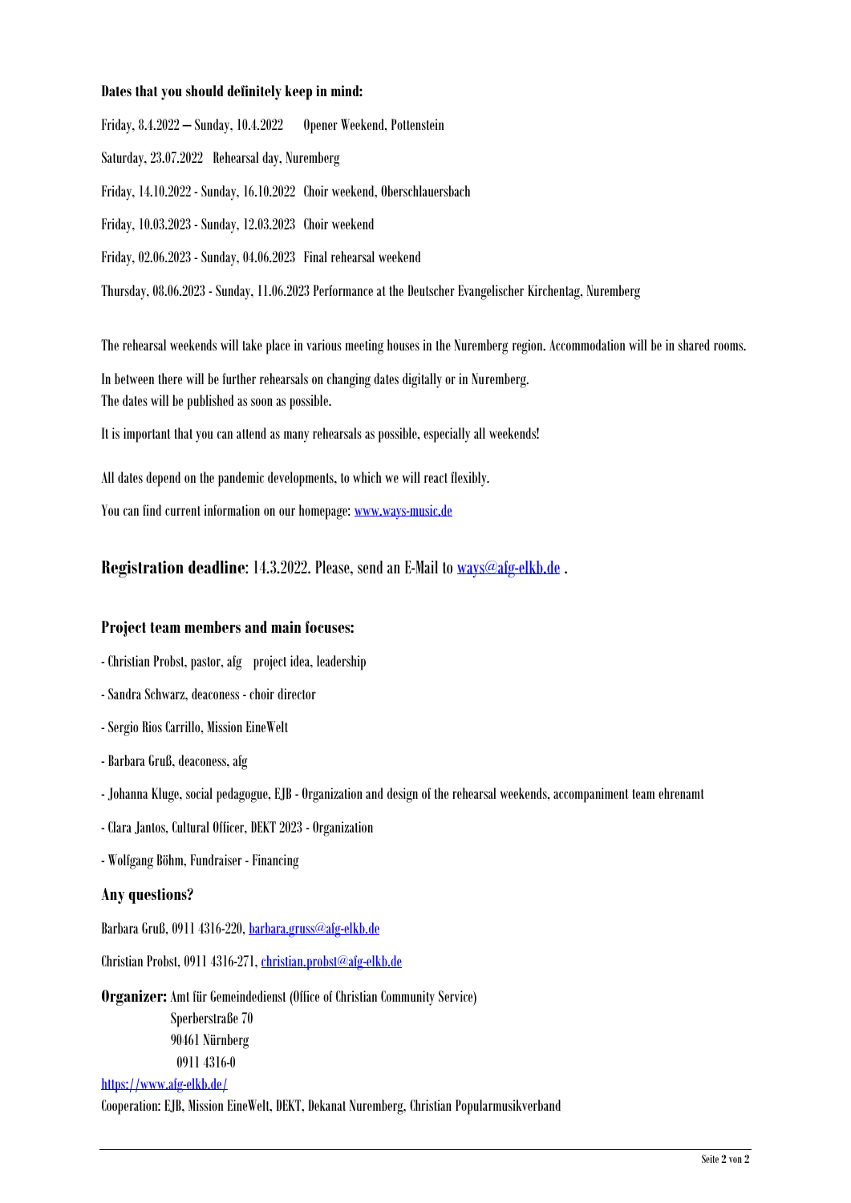**Dates that you should definitely keep in mind:**

Friday, 8.4.2022 – Sunday, 10.4.2022 Opener Weekend, Pottenstein

Saturday, 23.07.2022 Rehearsal day, Nuremberg

Friday, 14.10.2022 - Sunday, 16.10.2022 Choir weekend, Oberschlauersbach

Friday, 10.03.2023 - Sunday, 12.03.2023 Choir weekend

Friday, 02.06.2023 - Sunday, 04.06.2023 Final rehearsal weekend

Thursday, 08.06.2023 - Sunday, 11.06.2023 Performance at the Deutscher Evangelischer Kirchentag, Nuremberg

The rehearsal weekends will take place in various meeting houses in the Nuremberg region. Accommodation will be in shared rooms.

In between there will be further rehearsals on changing dates digitally or in Nuremberg.
The dates will be published as soon as possible.

It is important that you can attend as many rehearsals as possible, especially all weekends!

All dates depend on the pandemic developments, to which we will react flexibly.

You can find current information on our homepage: [www.ways-music.de](http://www.ways-music.de)

**Registration deadline**: 14.3.2022. Please, send an E-Mail to [ways@afg-elkb.de](mailto:ways@afg-elkb.de) .

**Project team members and main focuses:**

- Christian Probst, pastor, afg project idea, leadership
- Sandra Schwarz, deaconess - choir director
- Sergio Rios Carrillo, Mission EineWelt
- Barbara Gruß, deaconess, afg
- Johanna Kluge, social pedagogue, EJB - Organization and design of the rehearsal weekends, accompaniment team ehrenamt
- Clara Jantos, Cultural Officer, DEKT 2023 - Organization
- Wolfgang Böhm, Fundraiser - Financing

**Any questions?**

Barbara Gruß, 0911 4316-220, [barbara.gruss@afg-elkb.de](mailto:barbara.gruss@afg-elkb.de)

Christian Probst, 0911 4316-271, [christian.probst@afg-elkb.de](mailto:christian.probst@afg-elkb.de)

**Organizer:** Amt für Gemeindedienst (Office of Christian Community Service)
Sperberstraße 70
90461 Nürnberg
0911 4316-0

[https://www.afg-elkb.de/](https://www.afg-elkb.de/)

Cooperation: EJB, Mission EineWelt, DEKT, Dekanat Nuremberg, Christian Popularmusikverband